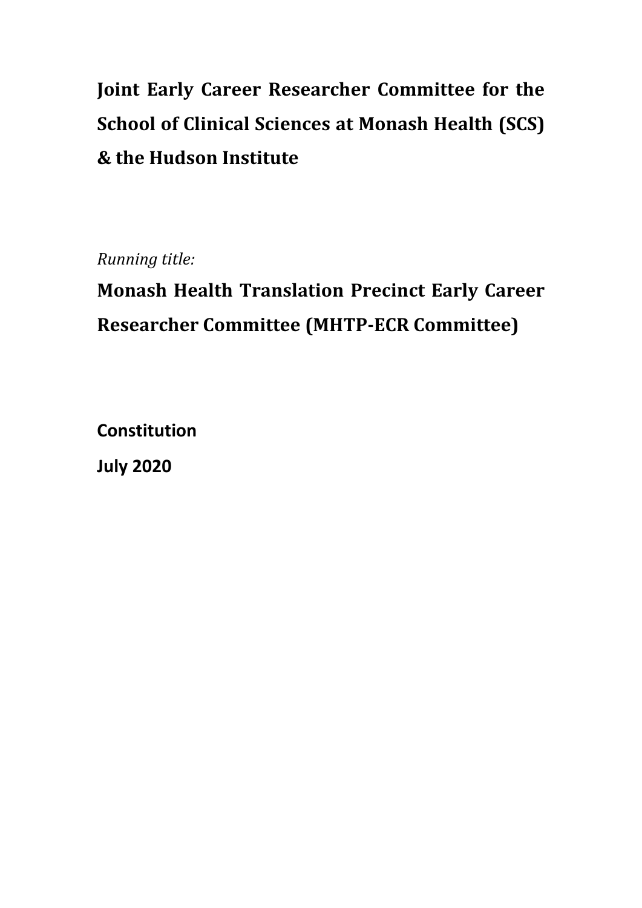# Joint Early Career Researcher Committee for the School of Clinical Sciences at Monash Health (SCS) & the Hudson Institute

*Running title:*

## Monash Health Translation Precinct Early Career Researcher Committee (MHTP-ECR Committee)

**Constitution**

**July 2020**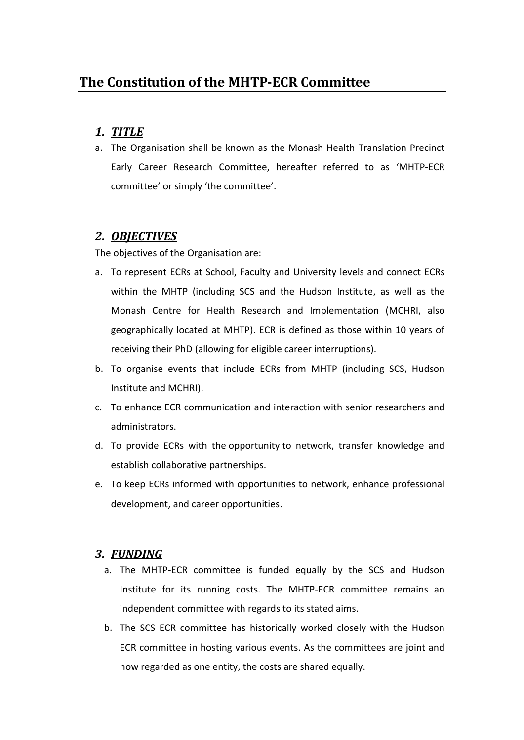# The Constitution of the MHTP-ECR Committee

## 1. ***TITLE***

a. The Organisation shall be known as the Monash Health Translation Precinct Early Career Research Committee, hereafter referred to as 'MHTP-ECR committee' or simply 'the committee'.

## 2. ***OBJECTIVES***

The objectives of the Organisation are:

a. To represent ECRs at School, Faculty and University levels and connect ECRs within the MHTP (including SCS and the Hudson Institute, as well as the Monash Centre for Health Research and Implementation (MCHRI, also geographically located at MHTP). ECR is defined as those within 10 years of receiving their PhD (allowing for eligible career interruptions).

b. To organise events that include ECRs from MHTP (including SCS, Hudson Institute and MCHRI).

c. To enhance ECR communication and interaction with senior researchers and administrators.

d. To provide ECRs with the opportunity to network, transfer knowledge and establish collaborative partnerships.

e. To keep ECRs informed with opportunities to network, enhance professional development, and career opportunities.

## 3. ***FUNDING***

a. The MHTP-ECR committee is funded equally by the SCS and Hudson Institute for its running costs. The MHTP-ECR committee remains an independent committee with regards to its stated aims.

b. The SCS ECR committee has historically worked closely with the Hudson ECR committee in hosting various events. As the committees are joint and now regarded as one entity, the costs are shared equally.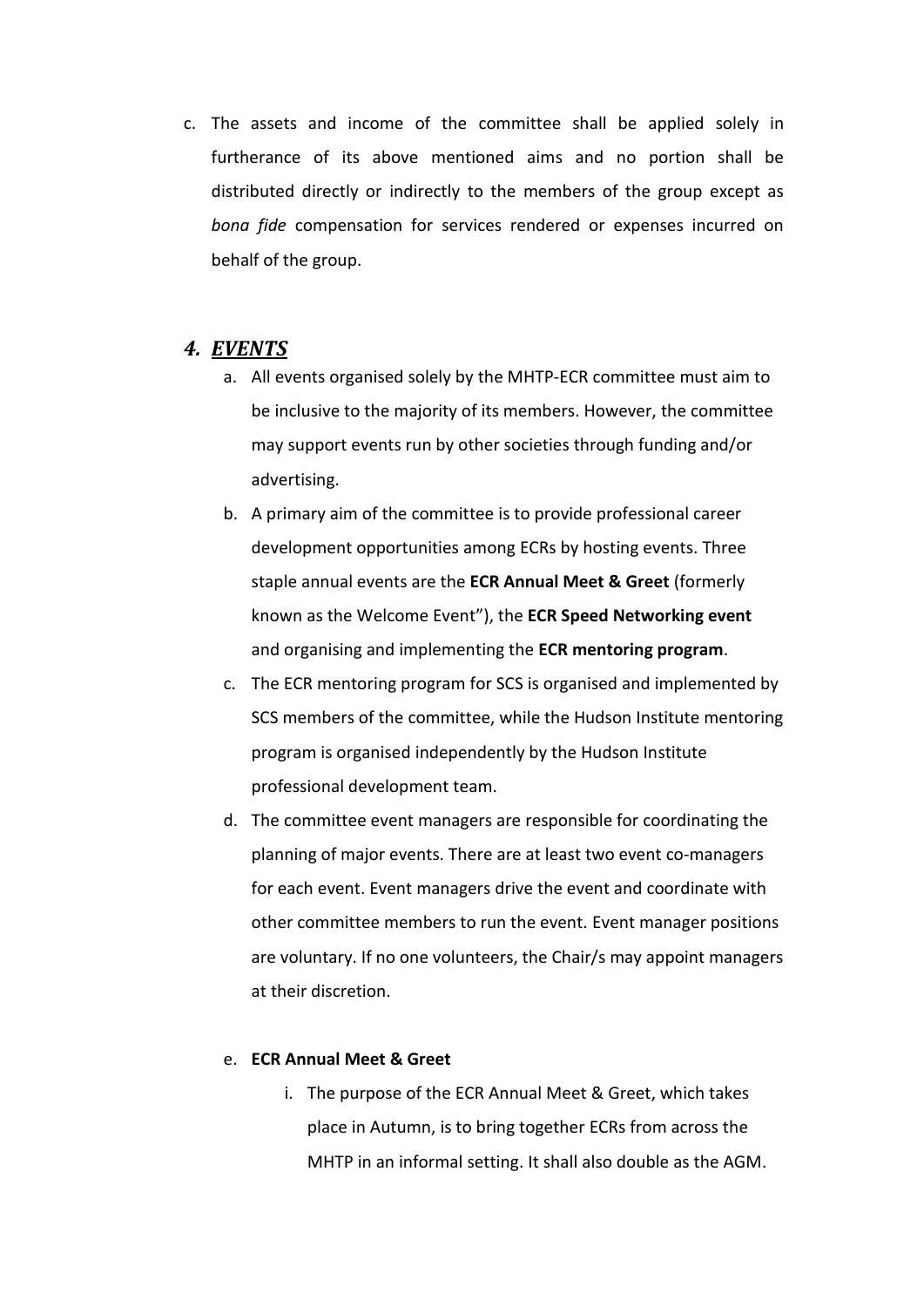c. The assets and income of the committee shall be applied solely in furtherance of its above mentioned aims and no portion shall be distributed directly or indirectly to the members of the group except as *bona fide* compensation for services rendered or expenses incurred on behalf of the group.

## *4. EVENTS*

a. All events organised solely by the MHTP-ECR committee must aim to be inclusive to the majority of its members. However, the committee may support events run by other societies through funding and/or advertising.

b. A primary aim of the committee is to provide professional career development opportunities among ECRs by hosting events. Three staple annual events are the **ECR Annual Meet & Greet** (formerly known as the Welcome Event"), the **ECR Speed Networking event** and organising and implementing the **ECR mentoring program**.

c. The ECR mentoring program for SCS is organised and implemented by SCS members of the committee, while the Hudson Institute mentoring program is organised independently by the Hudson Institute professional development team.

d. The committee event managers are responsible for coordinating the planning of major events. There are at least two event co-managers for each event. Event managers drive the event and coordinate with other committee members to run the event. Event manager positions are voluntary. If no one volunteers, the Chair/s may appoint managers at their discretion.

e. **ECR Annual Meet & Greet**

   i. The purpose of the ECR Annual Meet & Greet, which takes place in Autumn, is to bring together ECRs from across the MHTP in an informal setting. It shall also double as the AGM.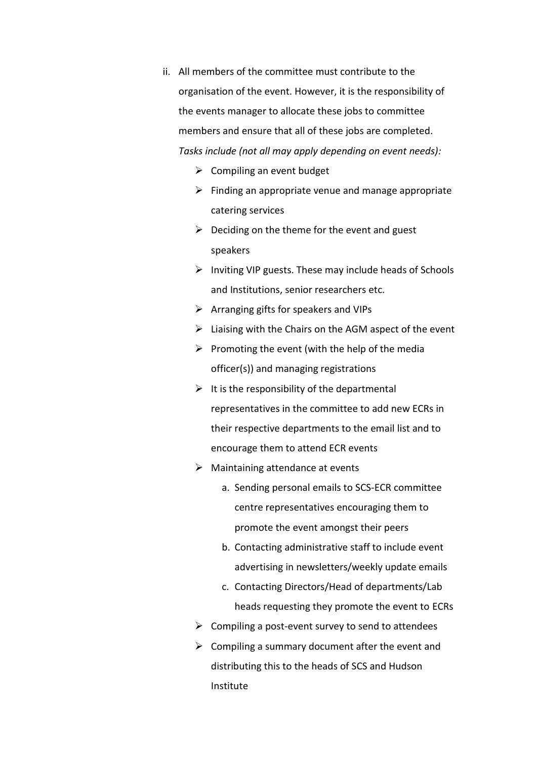ii. All members of the committee must contribute to the organisation of the event. However, it is the responsibility of the events manager to allocate these jobs to committee members and ensure that all of these jobs are completed. *Tasks include (not all may apply depending on event needs):*

- Compiling an event budget
- Finding an appropriate venue and manage appropriate catering services
- Deciding on the theme for the event and guest speakers
- Inviting VIP guests. These may include heads of Schools and Institutions, senior researchers etc.
- Arranging gifts for speakers and VIPs
- Liaising with the Chairs on the AGM aspect of the event
- Promoting the event (with the help of the media officer(s)) and managing registrations
- It is the responsibility of the departmental representatives in the committee to add new ECRs in their respective departments to the email list and to encourage them to attend ECR events
- Maintaining attendance at events
    a. Sending personal emails to SCS-ECR committee centre representatives encouraging them to promote the event amongst their peers
    b. Contacting administrative staff to include event advertising in newsletters/weekly update emails
    c. Contacting Directors/Head of departments/Lab heads requesting they promote the event to ECRs
- Compiling a post-event survey to send to attendees
- Compiling a summary document after the event and distributing this to the heads of SCS and Hudson Institute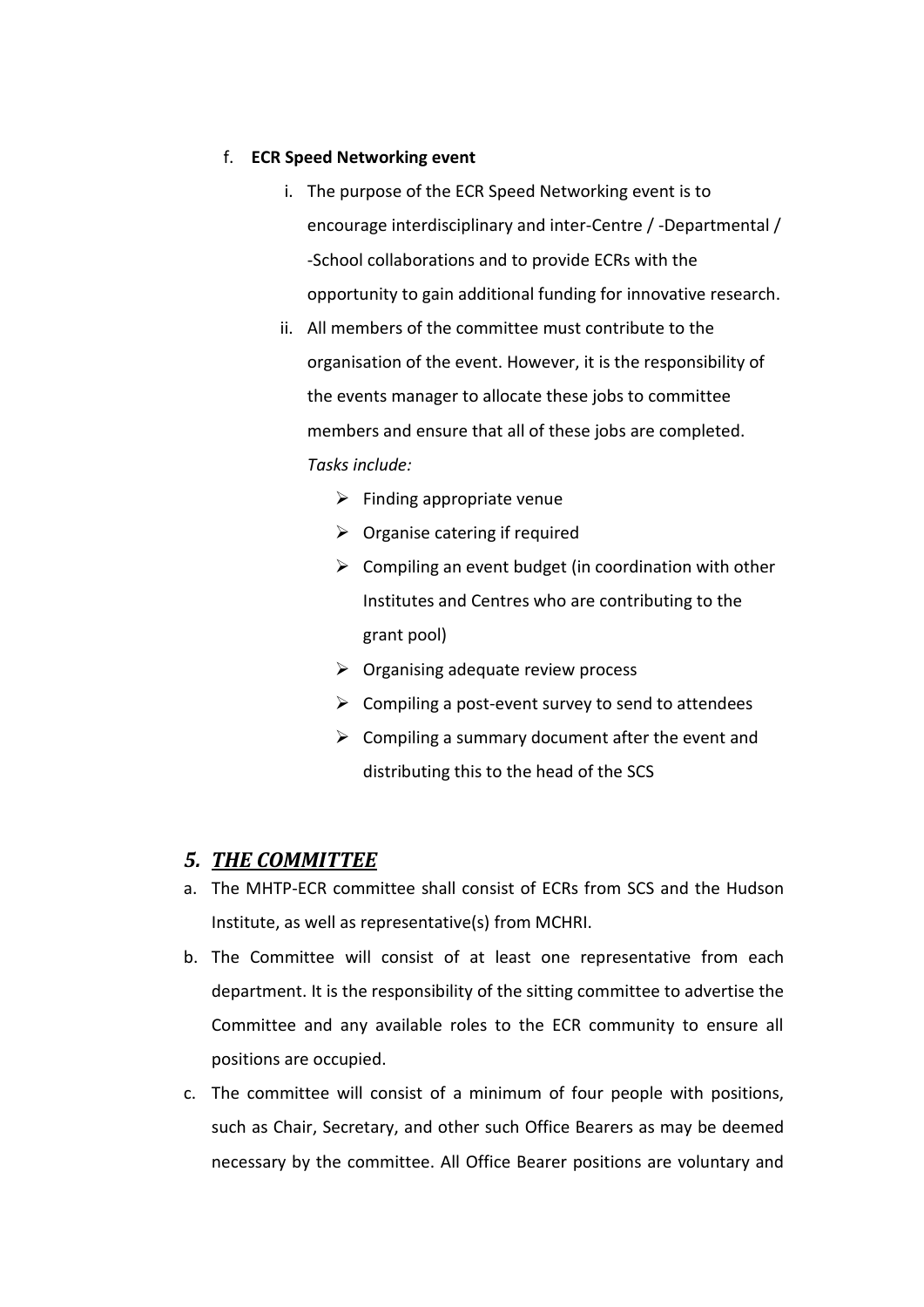f. **ECR Speed Networking event**

   i. The purpose of the ECR Speed Networking event is to encourage interdisciplinary and inter-Centre / -Departmental / -School collaborations and to provide ECRs with the opportunity to gain additional funding for innovative research.

   ii. All members of the committee must contribute to the organisation of the event. However, it is the responsibility of the events manager to allocate these jobs to committee members and ensure that all of these jobs are completed. *Tasks include:*

      - Finding appropriate venue
      - Organise catering if required
      - Compiling an event budget (in coordination with other Institutes and Centres who are contributing to the grant pool)
      - Organising adequate review process
      - Compiling a post-event survey to send to attendees
      - Compiling a summary document after the event and distributing this to the head of the SCS

## *5. THE COMMITTEE*

a. The MHTP-ECR committee shall consist of ECRs from SCS and the Hudson Institute, as well as representative(s) from MCHRI.

b. The Committee will consist of at least one representative from each department. It is the responsibility of the sitting committee to advertise the Committee and any available roles to the ECR community to ensure all positions are occupied.

c. The committee will consist of a minimum of four people with positions, such as Chair, Secretary, and other such Office Bearers as may be deemed necessary by the committee. All Office Bearer positions are voluntary and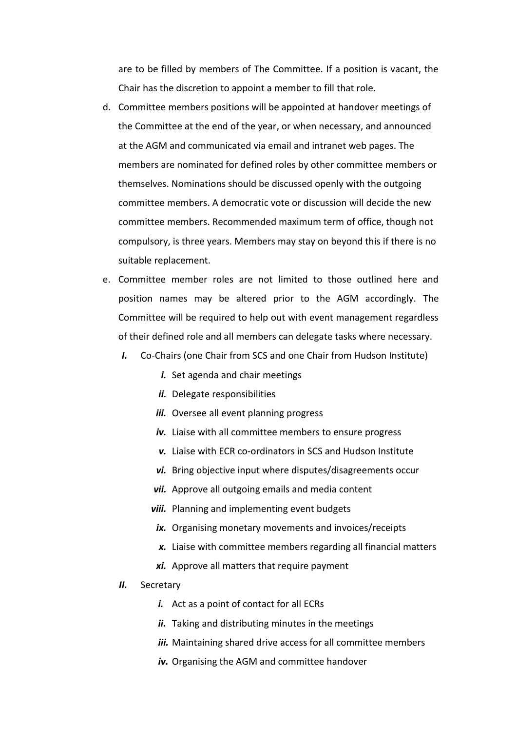are to be filled by members of The Committee. If a position is vacant, the Chair has the discretion to appoint a member to fill that role.

d. Committee members positions will be appointed at handover meetings of the Committee at the end of the year, or when necessary, and announced at the AGM and communicated via email and intranet web pages. The members are nominated for defined roles by other committee members or themselves. Nominations should be discussed openly with the outgoing committee members. A democratic vote or discussion will decide the new committee members. Recommended maximum term of office, though not compulsory, is three years. Members may stay on beyond this if there is no suitable replacement.

e. Committee member roles are not limited to those outlined here and position names may be altered prior to the AGM accordingly. The Committee will be required to help out with event management regardless of their defined role and all members can delegate tasks where necessary.

   ***I.*** Co-Chairs (one Chair from SCS and one Chair from Hudson Institute)

      ***i.*** Set agenda and chair meetings
      
      ***ii.*** Delegate responsibilities
      
      ***iii.*** Oversee all event planning progress
      
      ***iv.*** Liaise with all committee members to ensure progress
      
      ***v.*** Liaise with ECR co-ordinators in SCS and Hudson Institute
      
      ***vi.*** Bring objective input where disputes/disagreements occur
      
      ***vii.*** Approve all outgoing emails and media content
      
      ***viii.*** Planning and implementing event budgets
      
      ***ix.*** Organising monetary movements and invoices/receipts
      
      ***x.*** Liaise with committee members regarding all financial matters
      
      ***xi.*** Approve all matters that require payment

   ***II.*** Secretary

      ***i.*** Act as a point of contact for all ECRs
      
      ***ii.*** Taking and distributing minutes in the meetings
      
      ***iii.*** Maintaining shared drive access for all committee members
      
      ***iv.*** Organising the AGM and committee handover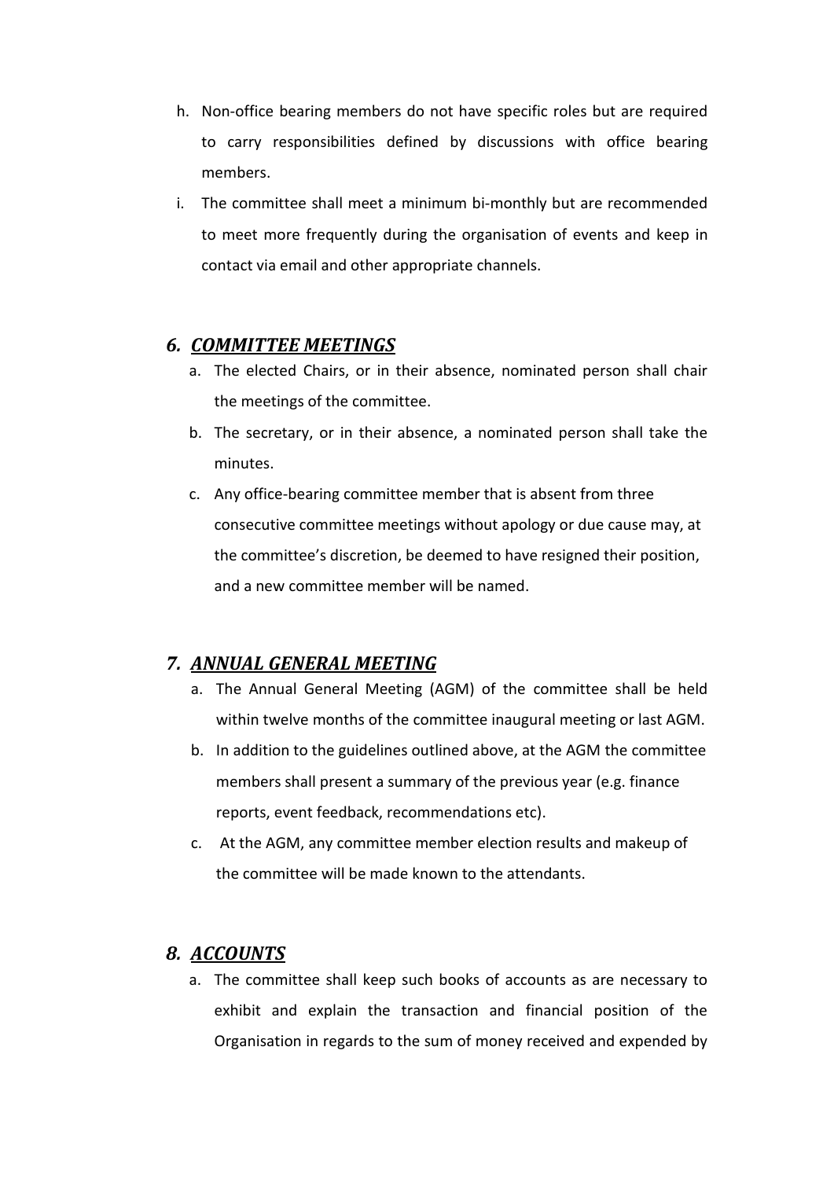h. Non-office bearing members do not have specific roles but are required to carry responsibilities defined by discussions with office bearing members.
i. The committee shall meet a minimum bi-monthly but are recommended to meet more frequently during the organisation of events and keep in contact via email and other appropriate channels.

## *6. COMMITTEE MEETINGS*

a. The elected Chairs, or in their absence, nominated person shall chair the meetings of the committee.
b. The secretary, or in their absence, a nominated person shall take the minutes.
c. Any office-bearing committee member that is absent from three consecutive committee meetings without apology or due cause may, at the committee's discretion, be deemed to have resigned their position, and a new committee member will be named.

## *7. ANNUAL GENERAL MEETING*

a. The Annual General Meeting (AGM) of the committee shall be held within twelve months of the committee inaugural meeting or last AGM.
b. In addition to the guidelines outlined above, at the AGM the committee members shall present a summary of the previous year (e.g. finance reports, event feedback, recommendations etc).
c. At the AGM, any committee member election results and makeup of the committee will be made known to the attendants.

## *8. ACCOUNTS*

a. The committee shall keep such books of accounts as are necessary to exhibit and explain the transaction and financial position of the Organisation in regards to the sum of money received and expended by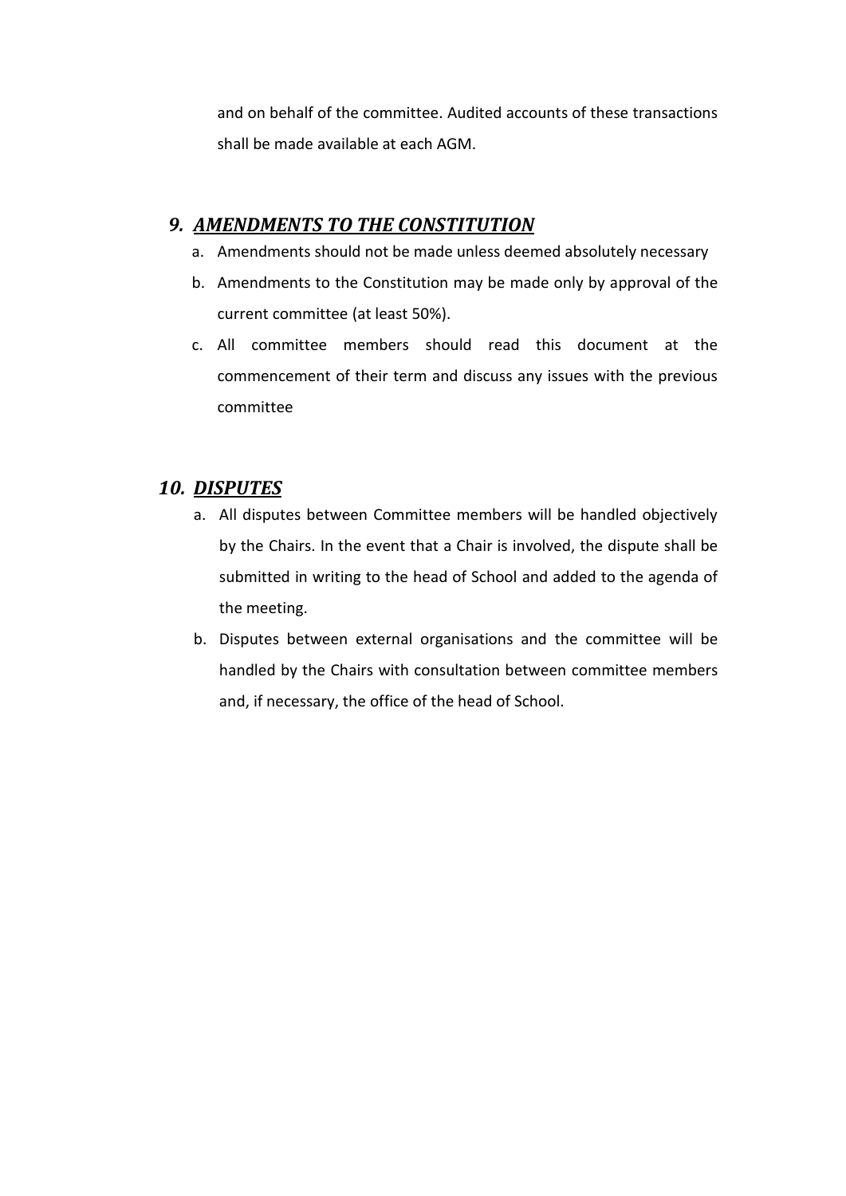and on behalf of the committee. Audited accounts of these transactions shall be made available at each AGM.

## *9. AMENDMENTS TO THE CONSTITUTION*

a. Amendments should not be made unless deemed absolutely necessary
b. Amendments to the Constitution may be made only by approval of the current committee (at least 50%).
c. All committee members should read this document at the commencement of their term and discuss any issues with the previous committee

## *10. DISPUTES*

a. All disputes between Committee members will be handled objectively by the Chairs. In the event that a Chair is involved, the dispute shall be submitted in writing to the head of School and added to the agenda of the meeting.
b. Disputes between external organisations and the committee will be handled by the Chairs with consultation between committee members and, if necessary, the office of the head of School.